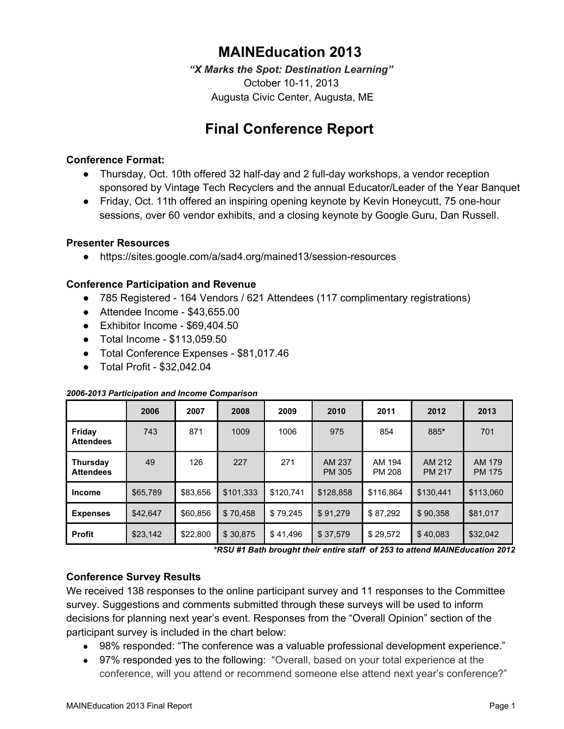# MAINEducation 2013

***"X Marks the Spot: Destination Learning"***

October 10-11, 2013

Augusta Civic Center, Augusta, ME

# Final Conference Report

**Conference Format:**

- Thursday, Oct. 10th offered 32 half-day and 2 full-day workshops, a vendor reception sponsored by Vintage Tech Recyclers and the annual Educator/Leader of the Year Banquet
- Friday, Oct. 11th offered an inspiring opening keynote by Kevin Honeycutt, 75 one-hour sessions, over 60 vendor exhibits, and a closing keynote by Google Guru, Dan Russell.

**Presenter Resources**

- https://sites.google.com/a/sad4.org/mained13/session-resources

**Conference Participation and Revenue**

- 785 Registered - 164 Vendors / 621 Attendees (117 complimentary registrations)
- Attendee Income - $43,655.00
- Exhibitor Income - $69,404.50
- Total Income - $113,059.50
- Total Conference Expenses - $81,017.46
- Total Profit - $32,042.04

***2006-2013 Participation and Income Comparison***

| | 2006 | 2007 | 2008 | 2009 | 2010 | 2011 | 2012 | 2013 |
|---|---|---|---|---|---|---|---|---|
| **Friday Attendees** | 743 | 871 | 1009 | 1006 | 975 | 854 | 885* | 701 |
| **Thursday Attendees** | 49 | 126 | 227 | 271 | AM 237 PM 305 | AM 194 PM 208 | AM 212 PM 217 | AM 179 PM 175 |
| **Income** | $65,789 | $83,656 | $101,333 | $120,741 | $128,858 | $116,864 | $130,441 | $113,060 |
| **Expenses** | $42,647 | $60,856 | $ 70,458 | $ 79,245 | $ 91,279 | $ 87,292 | $ 90,358 | $81,017 |
| **Profit** | $23,142 | $22,800 | $ 30,875 | $ 41,496 | $ 37,579 | $ 29,572 | $ 40,083 | $32,042 |

***\*RSU #1 Bath brought their entire staff of 253 to attend MAINEducation 2012***

**Conference Survey Results**

We received 138 responses to the online participant survey and 11 responses to the Committee survey. Suggestions and comments submitted through these surveys will be used to inform decisions for planning next year's event. Responses from the "Overall Opinion" section of the participant survey is included in the chart below:

- 98% responded: "The conference was a valuable professional development experience."
- 97% responded yes to the following: "Overall, based on your total experience at the conference, will you attend or recommend someone else attend next year's conference?"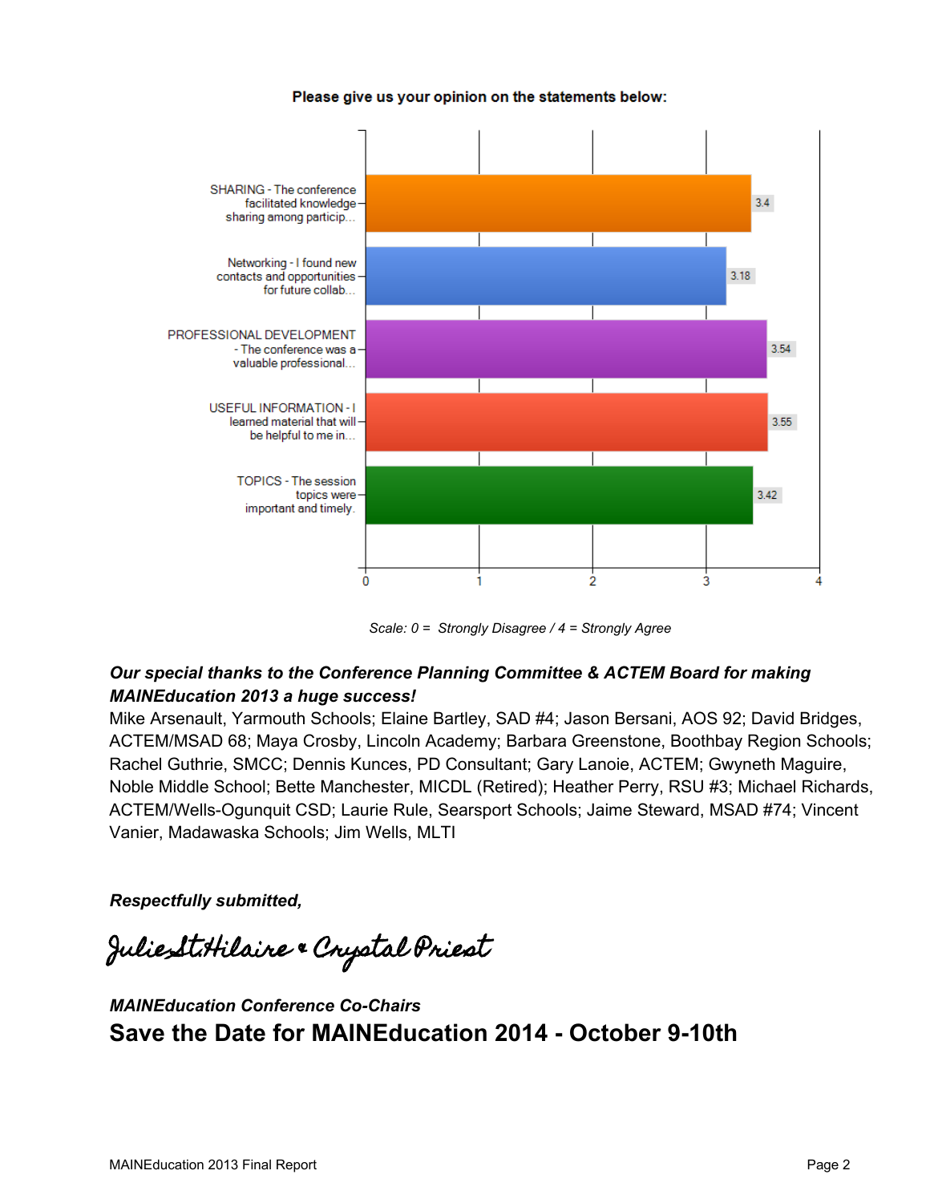Please give us your opinion on the statements below:

SHARING - The conference facilitated knowledge sharing among particip...
3.4

Networking - I found new contacts and opportunities for future collab...
3.18

PROFESSIONAL DEVELOPMENT - The conference was a valuable professional...
3.54

USEFUL INFORMATION - I learned material that will be helpful to me in...
3.55

TOPICS - The session topics were important and timely.
3.42

0
1
2
3
4

*Scale: 0 = Strongly Disagree / 4 = Strongly Agree*

***Our special thanks to the Conference Planning Committee & ACTEM Board for making MAINEducation 2013 a huge success!***

Mike Arsenault, Yarmouth Schools; Elaine Bartley, SAD #4; Jason Bersani, AOS 92; David Bridges, ACTEM/MSAD 68; Maya Crosby, Lincoln Academy; Barbara Greenstone, Boothbay Region Schools; Rachel Guthrie, SMCC; Dennis Kunces, PD Consultant; Gary Lanoie, ACTEM; Gwyneth Maguire, Noble Middle School; Bette Manchester, MICDL (Retired); Heather Perry, RSU #3; Michael Richards, ACTEM/Wells-Ogunquit CSD; Laurie Rule, Searsport Schools; Jaime Steward, MSAD #74; Vincent Vanier, Madawaska Schools; Jim Wells, MLTI

***Respectfully submitted,***

Julie St. Hilaire & Crystal Priest

***MAINEducation Conference Co-Chairs***

## Save the Date for MAINEducation 2014 - October 9-10th